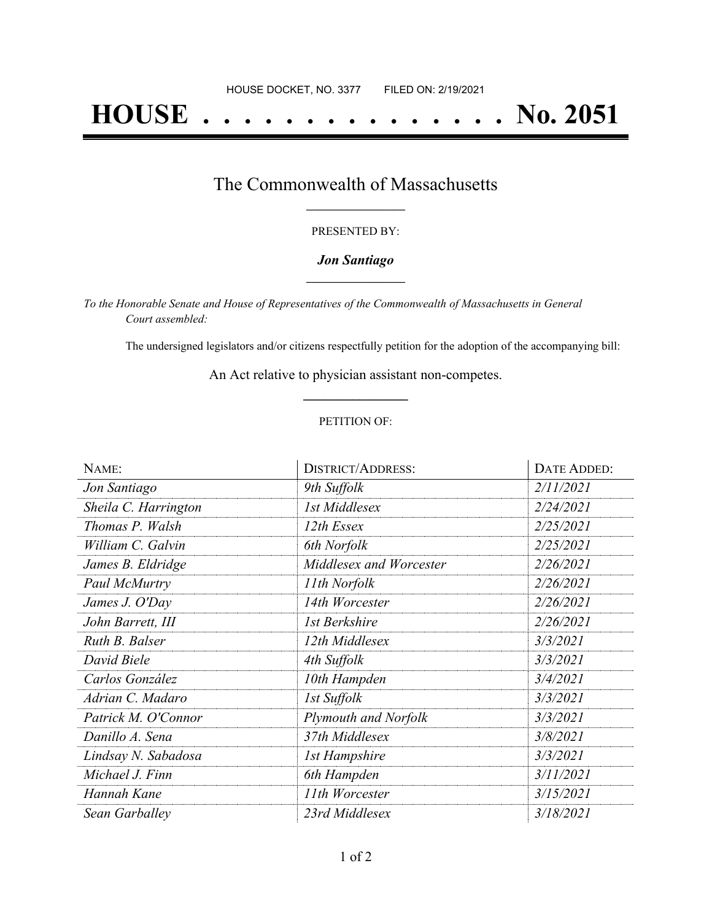HOUSE DOCKET, NO. 3377 FILED ON: 2/19/2021

# HOUSE . . . . . . . . . . . . . . . No. 2051

## The Commonwealth of Massachusetts

PRESENTED BY:

***Jon Santiago***

*To the Honorable Senate and House of Representatives of the Commonwealth of Massachusetts in General Court assembled:*

The undersigned legislators and/or citizens respectfully petition for the adoption of the accompanying bill:

An Act relative to physician assistant non-competes.

PETITION OF:

| NAME: | DISTRICT/ADDRESS: | DATE ADDED: |
|---|---|---|
| *Jon Santiago* | *9th Suffolk* | *2/11/2021* |
| *Sheila C. Harrington* | *1st Middlesex* | *2/24/2021* |
| *Thomas P. Walsh* | *12th Essex* | *2/25/2021* |
| *William C. Galvin* | *6th Norfolk* | *2/25/2021* |
| *James B. Eldridge* | *Middlesex and Worcester* | *2/26/2021* |
| *Paul McMurtry* | *11th Norfolk* | *2/26/2021* |
| *James J. O'Day* | *14th Worcester* | *2/26/2021* |
| *John Barrett, III* | *1st Berkshire* | *2/26/2021* |
| *Ruth B. Balser* | *12th Middlesex* | *3/3/2021* |
| *David Biele* | *4th Suffolk* | *3/3/2021* |
| *Carlos González* | *10th Hampden* | *3/4/2021* |
| *Adrian C. Madaro* | *1st Suffolk* | *3/3/2021* |
| *Patrick M. O'Connor* | *Plymouth and Norfolk* | *3/3/2021* |
| *Danillo A. Sena* | *37th Middlesex* | *3/8/2021* |
| *Lindsay N. Sabadosa* | *1st Hampshire* | *3/3/2021* |
| *Michael J. Finn* | *6th Hampden* | *3/11/2021* |
| *Hannah Kane* | *11th Worcester* | *3/15/2021* |
| *Sean Garballey* | *23rd Middlesex* | *3/18/2021* |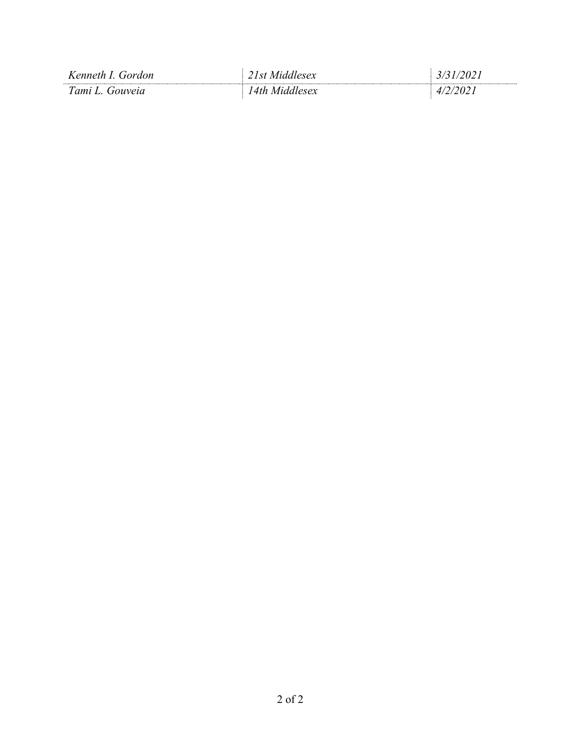| | | |
|---|---|---|
| *Kenneth I. Gordon* | *21st Middlesex* | *3/31/2021* |
| *Tami L. Gouveia* | *14th Middlesex* | *4/2/2021* |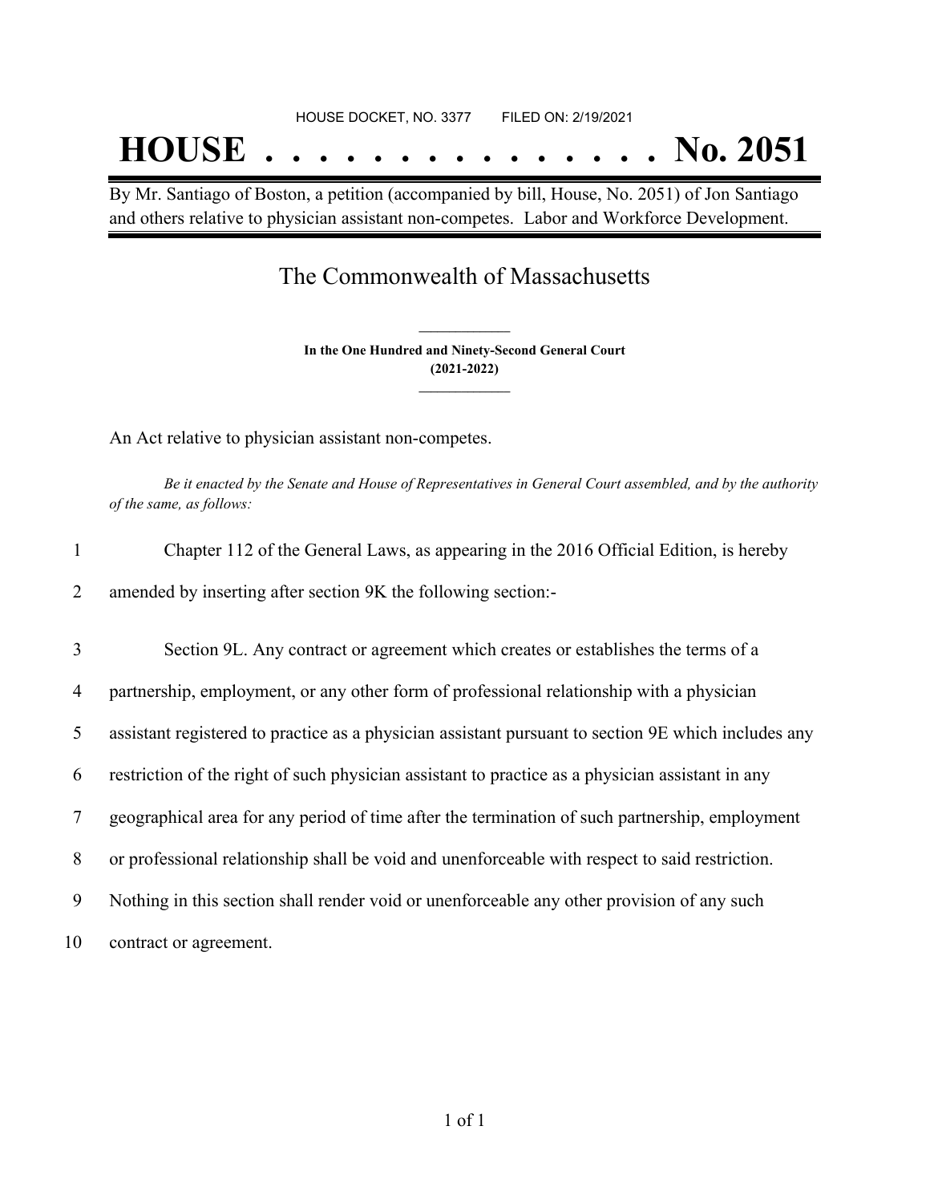HOUSE DOCKET, NO. 3377 FILED ON: 2/19/2021

# HOUSE . . . . . . . . . . . . . . . No. 2051

By Mr. Santiago of Boston, a petition (accompanied by bill, House, No. 2051) of Jon Santiago and others relative to physician assistant non-competes. Labor and Workforce Development.

## The Commonwealth of Massachusetts

**In the One Hundred and Ninety-Second General Court**
**(2021-2022)**

An Act relative to physician assistant non-competes.

*Be it enacted by the Senate and House of Representatives in General Court assembled, and by the authority of the same, as follows:*

1 Chapter 112 of the General Laws, as appearing in the 2016 Official Edition, is hereby
2 amended by inserting after section 9K the following section:-

3 Section 9L. Any contract or agreement which creates or establishes the terms of a
4 partnership, employment, or any other form of professional relationship with a physician
5 assistant registered to practice as a physician assistant pursuant to section 9E which includes any
6 restriction of the right of such physician assistant to practice as a physician assistant in any
7 geographical area for any period of time after the termination of such partnership, employment
8 or professional relationship shall be void and unenforceable with respect to said restriction.
9 Nothing in this section shall render void or unenforceable any other provision of any such
10 contract or agreement.